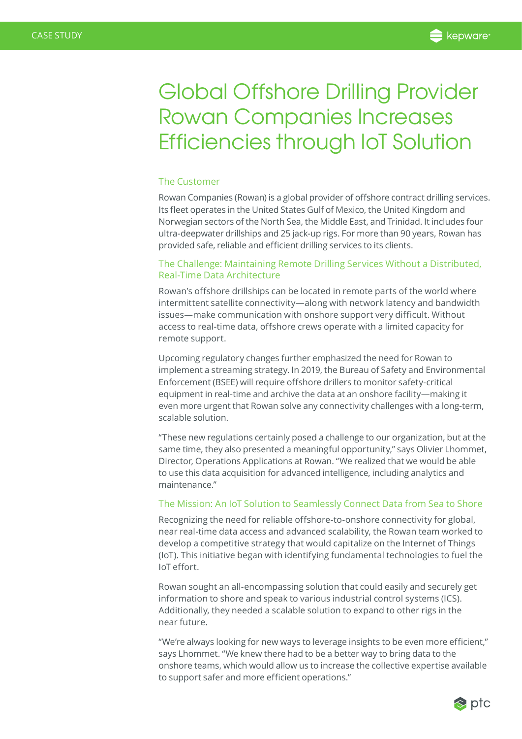CASE STUDY

# Global Offshore Drilling Provider Rowan Companies Increases Efficiencies through IoT Solution

## The Customer

Rowan Companies (Rowan) is a global provider of offshore contract drilling services. Its fleet operates in the United States Gulf of Mexico, the United Kingdom and Norwegian sectors of the North Sea, the Middle East, and Trinidad. It includes four ultra-deepwater drillships and 25 jack-up rigs. For more than 90 years, Rowan has provided safe, reliable and efficient drilling services to its clients.

## The Challenge: Maintaining Remote Drilling Services Without a Distributed, Real-Time Data Architecture

Rowan's offshore drillships can be located in remote parts of the world where intermittent satellite connectivity—along with network latency and bandwidth issues—make communication with onshore support very difficult. Without access to real-time data, offshore crews operate with a limited capacity for remote support.

Upcoming regulatory changes further emphasized the need for Rowan to implement a streaming strategy. In 2019, the Bureau of Safety and Environmental Enforcement (BSEE) will require offshore drillers to monitor safety-critical equipment in real-time and archive the data at an onshore facility—making it even more urgent that Rowan solve any connectivity challenges with a long-term, scalable solution.

"These new regulations certainly posed a challenge to our organization, but at the same time, they also presented a meaningful opportunity," says Olivier Lhommet, Director, Operations Applications at Rowan. "We realized that we would be able to use this data acquisition for advanced intelligence, including analytics and maintenance."

## The Mission: An IoT Solution to Seamlessly Connect Data from Sea to Shore

Recognizing the need for reliable offshore-to-onshore connectivity for global, near real-time data access and advanced scalability, the Rowan team worked to develop a competitive strategy that would capitalize on the Internet of Things (IoT). This initiative began with identifying fundamental technologies to fuel the IoT effort.

Rowan sought an all-encompassing solution that could easily and securely get information to shore and speak to various industrial control systems (ICS). Additionally, they needed a scalable solution to expand to other rigs in the near future.

"We're always looking for new ways to leverage insights to be even more efficient," says Lhommet. "We knew there had to be a better way to bring data to the onshore teams, which would allow us to increase the collective expertise available to support safer and more efficient operations."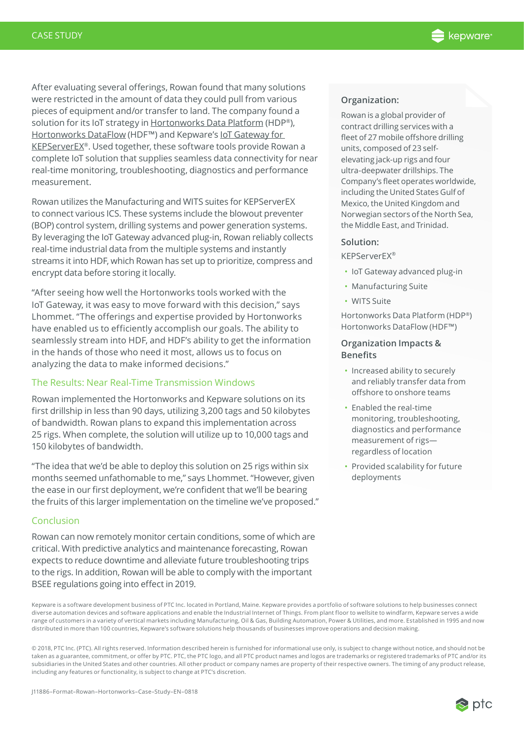After evaluating several offerings, Rowan found that many solutions were restricted in the amount of data they could pull from various pieces of equipment and/or transfer to land. The company found a solution for its IoT strategy in Hortonworks Data Platform (HDP®), Hortonworks DataFlow (HDF™) and Kepware's IoT Gateway for KEPServerEX®. Used together, these software tools provide Rowan a complete IoT solution that supplies seamless data connectivity for near real-time monitoring, troubleshooting, diagnostics and performance measurement.

Rowan utilizes the Manufacturing and WITS suites for KEPServerEX to connect various ICS. These systems include the blowout preventer (BOP) control system, drilling systems and power generation systems. By leveraging the IoT Gateway advanced plug-in, Rowan reliably collects real-time industrial data from the multiple systems and instantly streams it into HDF, which Rowan has set up to prioritize, compress and encrypt data before storing it locally.

"After seeing how well the Hortonworks tools worked with the IoT Gateway, it was easy to move forward with this decision," says Lhommet. "The offerings and expertise provided by Hortonworks have enabled us to efficiently accomplish our goals. The ability to seamlessly stream into HDF, and HDF's ability to get the information in the hands of those who need it most, allows us to focus on analyzing the data to make informed decisions."

## The Results: Near Real-Time Transmission Windows

Rowan implemented the Hortonworks and Kepware solutions on its first drillship in less than 90 days, utilizing 3,200 tags and 50 kilobytes of bandwidth. Rowan plans to expand this implementation across 25 rigs. When complete, the solution will utilize up to 10,000 tags and 150 kilobytes of bandwidth.

"The idea that we'd be able to deploy this solution on 25 rigs within six months seemed unfathomable to me," says Lhommet. "However, given the ease in our first deployment, we're confident that we'll be bearing the fruits of this larger implementation on the timeline we've proposed."

## Conclusion

Rowan can now remotely monitor certain conditions, some of which are critical. With predictive analytics and maintenance forecasting, Rowan expects to reduce downtime and alleviate future troubleshooting trips to the rigs. In addition, Rowan will be able to comply with the important BSEE regulations going into effect in 2019.

### Organization:

Rowan is a global provider of contract drilling services with a fleet of 27 mobile offshore drilling units, composed of 23 self-elevating jack-up rigs and four ultra-deepwater drillships. The Company's fleet operates worldwide, including the United States Gulf of Mexico, the United Kingdom and Norwegian sectors of the North Sea, the Middle East, and Trinidad.

### Solution:

KEPServerEX®

- IoT Gateway advanced plug-in
- Manufacturing Suite
- WITS Suite

Hortonworks Data Platform (HDP®)
Hortonworks DataFlow (HDF™)

### Organization Impacts & Benefits

- Increased ability to securely and reliably transfer data from offshore to onshore teams
- Enabled the real-time monitoring, troubleshooting, diagnostics and performance measurement of rigs—regardless of location
- Provided scalability for future deployments

Kepware is a software development business of PTC Inc. located in Portland, Maine. Kepware provides a portfolio of software solutions to help businesses connect diverse automation devices and software applications and enable the Industrial Internet of Things. From plant floor to wellsite to windfarm, Kepware serves a wide range of customers in a variety of vertical markets including Manufacturing, Oil & Gas, Building Automation, Power & Utilities, and more. Established in 1995 and now distributed in more than 100 countries, Kepware's software solutions help thousands of businesses improve operations and decision making.

© 2018, PTC Inc. (PTC). All rights reserved. Information described herein is furnished for informational use only, is subject to change without notice, and should not be taken as a guarantee, commitment, or offer by PTC. PTC, the PTC logo, and all PTC product names and logos are trademarks or registered trademarks of PTC and/or its subsidiaries in the United States and other countries. All other product or company names are property of their respective owners. The timing of any product release, including any features or functionality, is subject to change at PTC's discretion.

J11886–Format–Rowan–Hortonworks–Case–Study–EN–0818